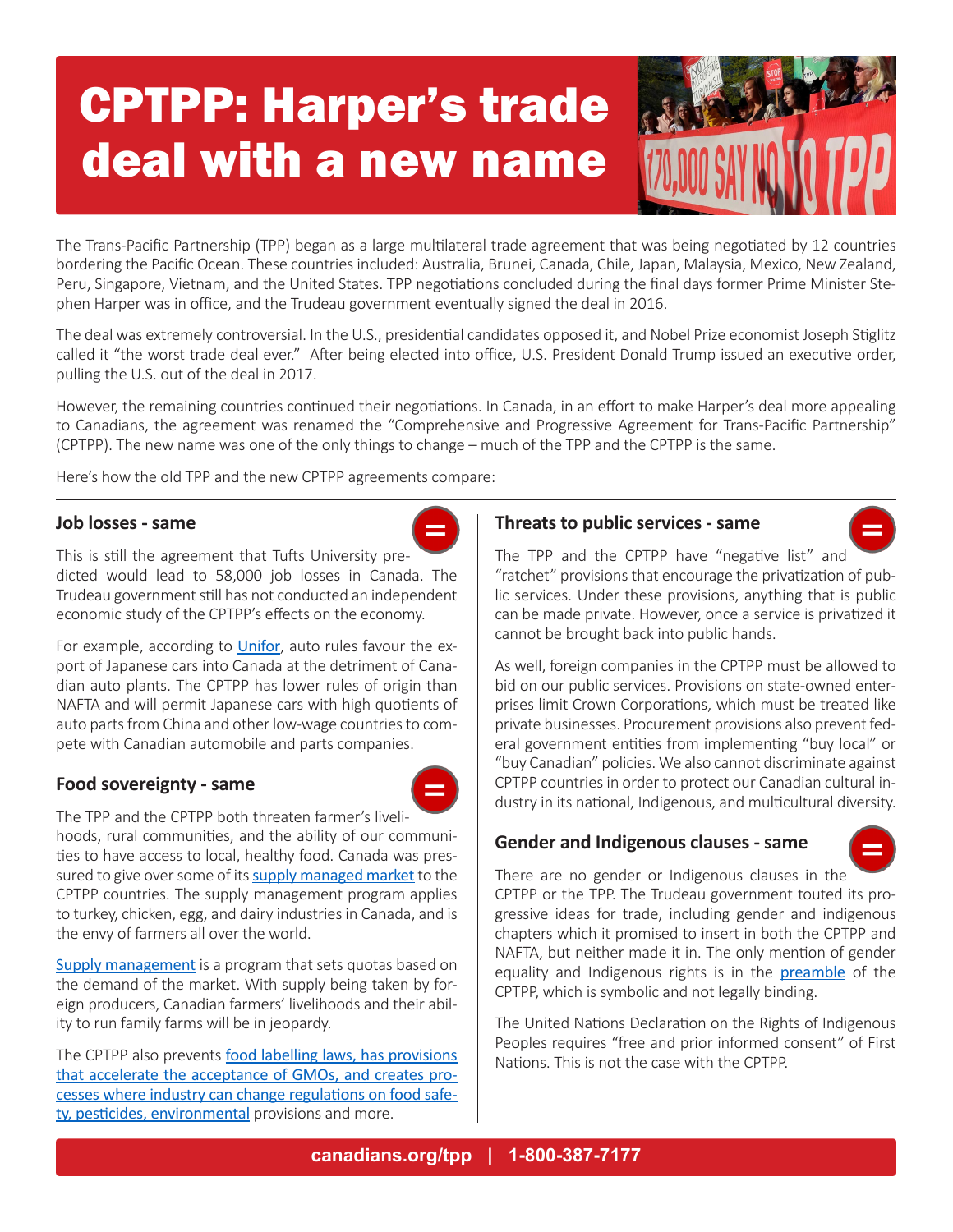# CPTPP: Harper's trade deal with a new name

The Trans-Pacific Partnership (TPP) began as a large multilateral trade agreement that was being negotiated by 12 countries bordering the Pacific Ocean. These countries included: Australia, Brunei, Canada, Chile, Japan, Malaysia, Mexico, New Zealand, Peru, Singapore, Vietnam, and the United States. TPP negotiations concluded during the final days former Prime Minister Stephen Harper was in office, and the Trudeau government eventually signed the deal in 2016.

The deal was extremely controversial. In the U.S., presidential candidates opposed it, and Nobel Prize economist Joseph Stiglitz called it "the worst trade deal ever." After being elected into office, U.S. President Donald Trump issued an executive order, pulling the U.S. out of the deal in 2017.

However, the remaining countries continued their negotiations. In Canada, in an effort to make Harper's deal more appealing to Canadians, the agreement was renamed the "Comprehensive and Progressive Agreement for Trans-Pacific Partnership" (CPTPP). The new name was one of the only things to change – much of the TPP and the CPTPP is the same.

Here's how the old TPP and the new CPTPP agreements compare:

## Job losses - same

This is still the agreement that Tufts University predicted would lead to 58,000 job losses in Canada. The Trudeau government still has not conducted an independent economic study of the CPTPP's effects on the economy.

For example, according to Unifor, auto rules favour the export of Japanese cars into Canada at the detriment of Canadian auto plants. The CPTPP has lower rules of origin than NAFTA and will permit Japanese cars with high quotients of auto parts from China and other low-wage countries to compete with Canadian automobile and parts companies.

## Food sovereignty - same

The TPP and the CPTPP both threaten farmer's livelihoods, rural communities, and the ability of our communities to have access to local, healthy food. Canada was pressured to give over some of its supply managed market to the CPTPP countries. The supply management program applies to turkey, chicken, egg, and dairy industries in Canada, and is the envy of farmers all over the world.

Supply management is a program that sets quotas based on the demand of the market. With supply being taken by foreign producers, Canadian farmers' livelihoods and their ability to run family farms will be in jeopardy.

The CPTPP also prevents food labelling laws, has provisions that accelerate the acceptance of GMOs, and creates processes where industry can change regulations on food safety, pesticides, environmental provisions and more.

## Threats to public services - same

The TPP and the CPTPP have "negative list" and "ratchet" provisions that encourage the privatization of public services. Under these provisions, anything that is public can be made private. However, once a service is privatized it cannot be brought back into public hands.

As well, foreign companies in the CPTPP must be allowed to bid on our public services. Provisions on state-owned enterprises limit Crown Corporations, which must be treated like private businesses. Procurement provisions also prevent federal government entities from implementing "buy local" or "buy Canadian" policies. We also cannot discriminate against CPTPP countries in order to protect our Canadian cultural industry in its national, Indigenous, and multicultural diversity.

## Gender and Indigenous clauses - same

There are no gender or Indigenous clauses in the CPTPP or the TPP. The Trudeau government touted its progressive ideas for trade, including gender and indigenous chapters which it promised to insert in both the CPTPP and NAFTA, but neither made it in. The only mention of gender equality and Indigenous rights is in the preamble of the CPTPP, which is symbolic and not legally binding.

The United Nations Declaration on the Rights of Indigenous Peoples requires "free and prior informed consent" of First Nations. This is not the case with the CPTPP.

canadians.org/tpp | 1-800-387-7177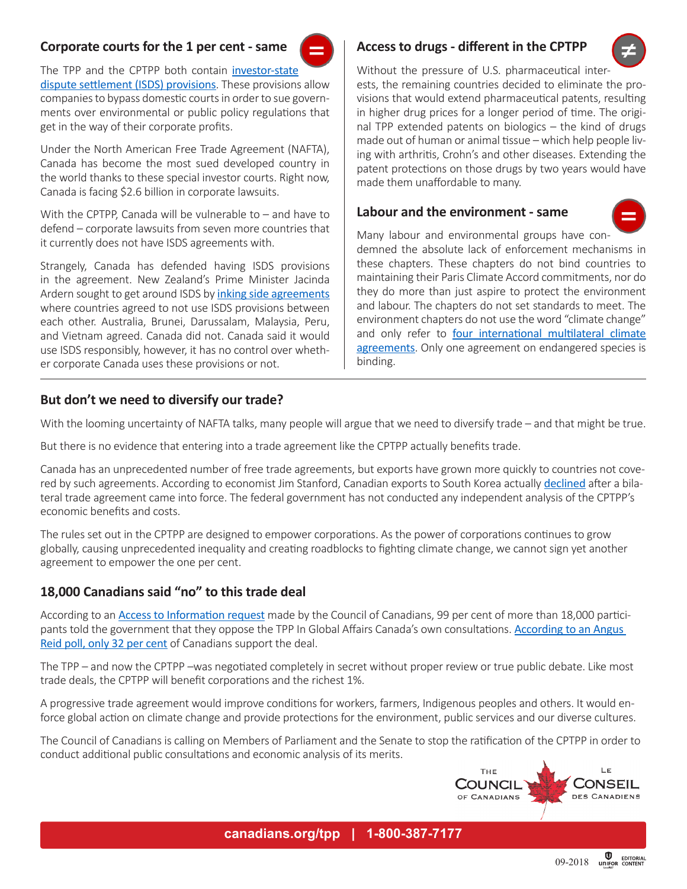## Corporate courts for the 1 per cent - same

The TPP and the CPTPP both contain investor-state dispute settlement (ISDS) provisions. These provisions allow companies to bypass domestic courts in order to sue governments over environmental or public policy regulations that get in the way of their corporate profits.

Under the North American Free Trade Agreement (NAFTA), Canada has become the most sued developed country in the world thanks to these special investor courts. Right now, Canada is facing $2.6 billion in corporate lawsuits.

With the CPTPP, Canada will be vulnerable to – and have to defend – corporate lawsuits from seven more countries that it currently does not have ISDS agreements with.

Strangely, Canada has defended having ISDS provisions in the agreement. New Zealand's Prime Minister Jacinda Ardern sought to get around ISDS by inking side agreements where countries agreed to not use ISDS provisions between each other. Australia, Brunei, Darussalam, Malaysia, Peru, and Vietnam agreed. Canada did not. Canada said it would use ISDS responsibly, however, it has no control over whether corporate Canada uses these provisions or not.

## Access to drugs - different in the CPTPP

Without the pressure of U.S. pharmaceutical interests, the remaining countries decided to eliminate the provisions that would extend pharmaceutical patents, resulting in higher drug prices for a longer period of time. The original TPP extended patents on biologics – the kind of drugs made out of human or animal tissue – which help people living with arthritis, Crohn's and other diseases. Extending the patent protections on those drugs by two years would have made them unaffordable to many.

## Labour and the environment - same

Many labour and environmental groups have condemned the absolute lack of enforcement mechanisms in these chapters. These chapters do not bind countries to maintaining their Paris Climate Accord commitments, nor do they do more than just aspire to protect the environment and labour. The chapters do not set standards to meet. The environment chapters do not use the word "climate change" and only refer to four international multilateral climate agreements. Only one agreement on endangered species is binding.

## But don't we need to diversify our trade?

With the looming uncertainty of NAFTA talks, many people will argue that we need to diversify trade – and that might be true.

But there is no evidence that entering into a trade agreement like the CPTPP actually benefits trade.

Canada has an unprecedented number of free trade agreements, but exports have grown more quickly to countries not covered by such agreements. According to economist Jim Stanford, Canadian exports to South Korea actually declined after a bilateral trade agreement came into force. The federal government has not conducted any independent analysis of the CPTPP's economic benefits and costs.

The rules set out in the CPTPP are designed to empower corporations. As the power of corporations continues to grow globally, causing unprecedented inequality and creating roadblocks to fighting climate change, we cannot sign yet another agreement to empower the one per cent.

## 18,000 Canadians said "no" to this trade deal

According to an Access to Information request made by the Council of Canadians, 99 per cent of more than 18,000 participants told the government that they oppose the TPP In Global Affairs Canada's own consultations. According to an Angus Reid poll, only 32 per cent of Canadians support the deal.

The TPP – and now the CPTPP –was negotiated completely in secret without proper review or true public debate. Like most trade deals, the CPTPP will benefit corporations and the richest 1%.

A progressive trade agreement would improve conditions for workers, farmers, Indigenous peoples and others. It would enforce global action on climate change and provide protections for the environment, public services and our diverse cultures.

The Council of Canadians is calling on Members of Parliament and the Senate to stop the ratification of the CPTPP in order to conduct additional public consultations and economic analysis of its merits.

The Council of Canadians | Le Conseil des Canadiens

**canadians.org/tpp | 1-800-387-7177**

09-2018